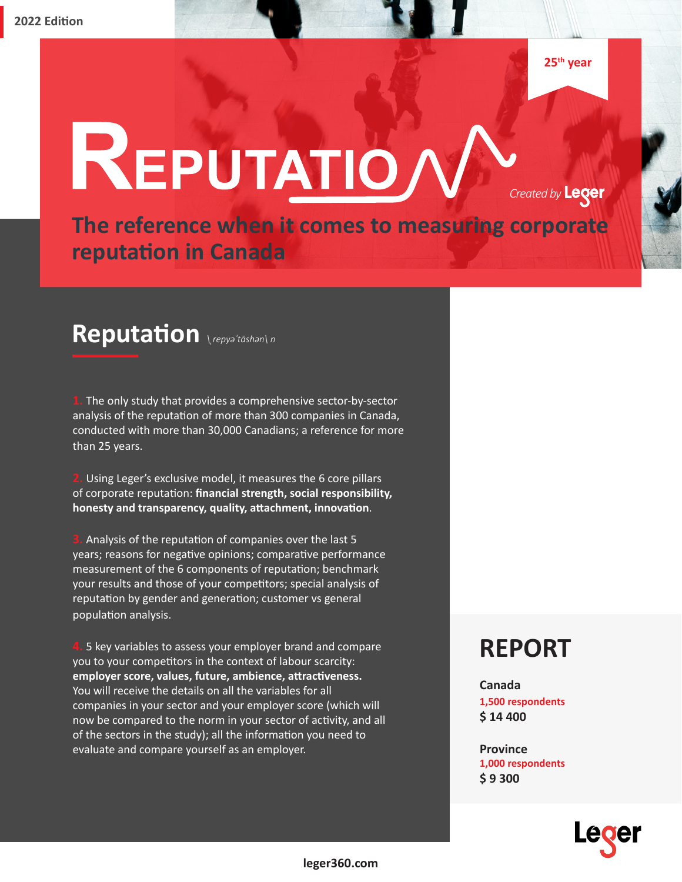2022 Edition

25th year

# REPUTATION

Created by Leger

## The reference when it comes to measuring corporate reputation in Canada

## Reputation \ˌrepyəˈtāshən\ n

1. The only study that provides a comprehensive sector-by-sector analysis of the reputation of more than 300 companies in Canada, conducted with more than 30,000 Canadians; a reference for more than 25 years.

2. Using Leger's exclusive model, it measures the 6 core pillars of corporate reputation: **financial strength, social responsibility, honesty and transparency, quality, attachment, innovation**.

3. Analysis of the reputation of companies over the last 5 years; reasons for negative opinions; comparative performance measurement of the 6 components of reputation; benchmark your results and those of your competitors; special analysis of reputation by gender and generation; customer vs general population analysis.

4. 5 key variables to assess your employer brand and compare you to your competitors in the context of labour scarcity: **employer score, values, future, ambience, attractiveness.** You will receive the details on all the variables for all companies in your sector and your employer score (which will now be compared to the norm in your sector of activity, and all of the sectors in the study); all the information you need to evaluate and compare yourself as an employer.

## REPORT

**Canada**
1,500 respondents
**$ 14 400**

**Province**
1,000 respondents
**$ 9 300**

Leger

leger360.com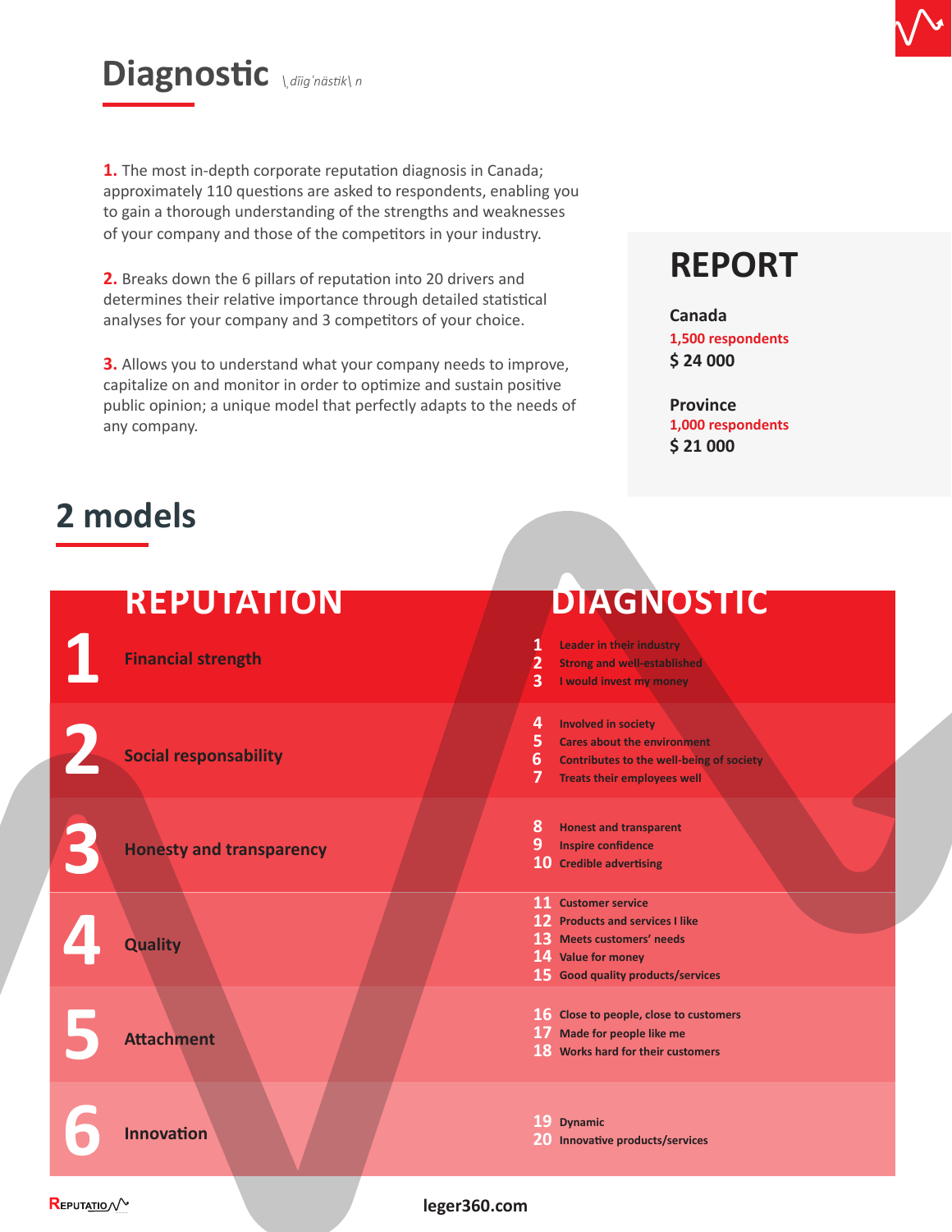# Diagnostic \ˌdīig'nästik\ n

**1.** The most in-depth corporate reputation diagnosis in Canada; approximately 110 questions are asked to respondents, enabling you to gain a thorough understanding of the strengths and weaknesses of your company and those of the competitors in your industry.

**2.** Breaks down the 6 pillars of reputation into 20 drivers and determines their relative importance through detailed statistical analyses for your company and 3 competitors of your choice.

**3.** Allows you to understand what your company needs to improve, capitalize on and monitor in order to optimize and sustain positive public opinion; a unique model that perfectly adapts to the needs of any company.

## REPORT

**Canada**
1,500 respondents
**$ 24 000**

**Province**
1,000 respondents
**$ 21 000**

## 2 models

| REPUTATION | | DIAGNOSTIC |
|---|---|---|
| 1 | Financial strength | 1 Leader in their industry<br>2 Strong and well-established<br>3 I would invest my money |
| 2 | Social responsability | 4 Involved in society<br>5 Cares about the environment<br>6 Contributes to the well-being of society<br>7 Treats their employees well |
| 3 | Honesty and transparency | 8 Honest and transparent<br>9 Inspire confidence<br>10 Credible advertising |
| 4 | Quality | 11 Customer service<br>12 Products and services I like<br>13 Meets customers' needs<br>14 Value for money<br>15 Good quality products/services |
| 5 | Attachment | 16 Close to people, close to customers<br>17 Made for people like me<br>18 Works hard for their customers |
| 6 | Innovation | 19 Dynamic<br>20 Innovative products/services |

REPUTATION

leger360.com